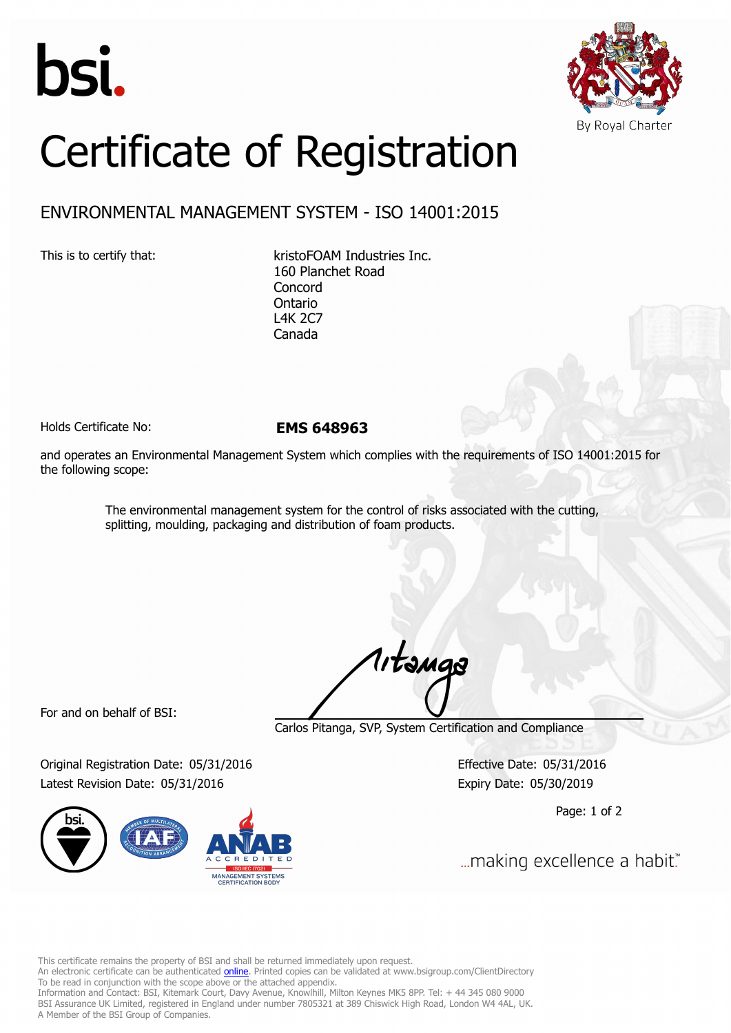bsi.

By Royal Charter

# Certificate of Registration

## ENVIRONMENTAL MANAGEMENT SYSTEM - ISO 14001:2015

This is to certify that:

kristoFOAM Industries Inc.
160 Planchet Road
Concord
Ontario
L4K 2C7
Canada

Holds Certificate No: **EMS 648963**

and operates an Environmental Management System which complies with the requirements of ISO 14001:2015 for the following scope:

> The environmental management system for the control of risks associated with the cutting, splitting, moulding, packaging and distribution of foam products.

For and on behalf of BSI:

Carlos Pitanga, SVP, System Certification and Compliance

Original Registration Date: 05/31/2016
Latest Revision Date: 05/31/2016

Effective Date: 05/31/2016
Expiry Date: 05/30/2019

...making excellence a habit.™

This certificate remains the property of BSI and shall be returned immediately upon request.
An electronic certificate can be authenticated online. Printed copies can be validated at www.bsigroup.com/ClientDirectory
To be read in conjunction with the scope above or the attached appendix.
Information and Contact: BSI, Kitemark Court, Davy Avenue, Knowlhill, Milton Keynes MK5 8PP. Tel: + 44 345 080 9000
BSI Assurance UK Limited, registered in England under number 7805321 at 389 Chiswick High Road, London W4 4AL, UK.
A Member of the BSI Group of Companies.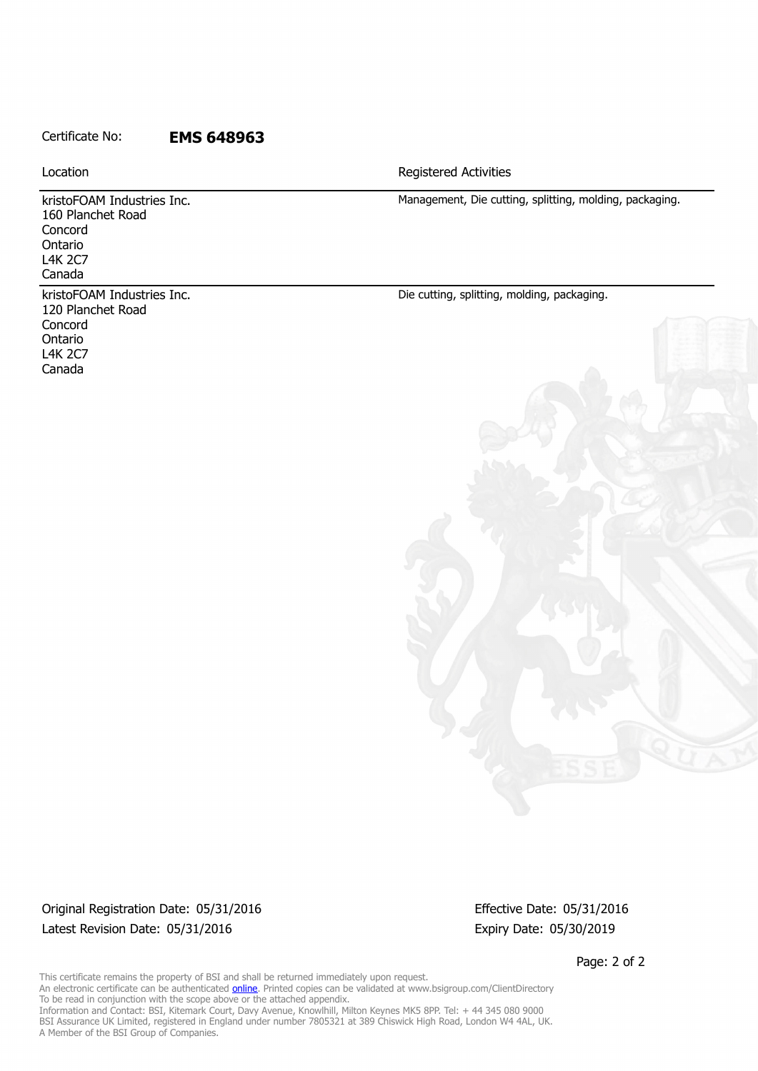Certificate No: **EMS 648963**

| Location | Registered Activities |
|---|---|
| kristoFOAM Industries Inc.<br>160 Planchet Road<br>Concord<br>Ontario<br>L4K 2C7<br>Canada | Management, Die cutting, splitting, molding, packaging. |
| kristoFOAM Industries Inc.<br>120 Planchet Road<br>Concord<br>Ontario<br>L4K 2C7<br>Canada | Die cutting, splitting, molding, packaging. |

Original Registration Date: 05/31/2016

Latest Revision Date: 05/31/2016

Effective Date: 05/31/2016

Expiry Date: 05/30/2019

This certificate remains the property of BSI and shall be returned immediately upon request.
An electronic certificate can be authenticated online. Printed copies can be validated at www.bsigroup.com/ClientDirectory
To be read in conjunction with the scope above or the attached appendix.
Information and Contact: BSI, Kitemark Court, Davy Avenue, Knowlhill, Milton Keynes MK5 8PP. Tel: + 44 345 080 9000
BSI Assurance UK Limited, registered in England under number 7805321 at 389 Chiswick High Road, London W4 4AL, UK.
A Member of the BSI Group of Companies.